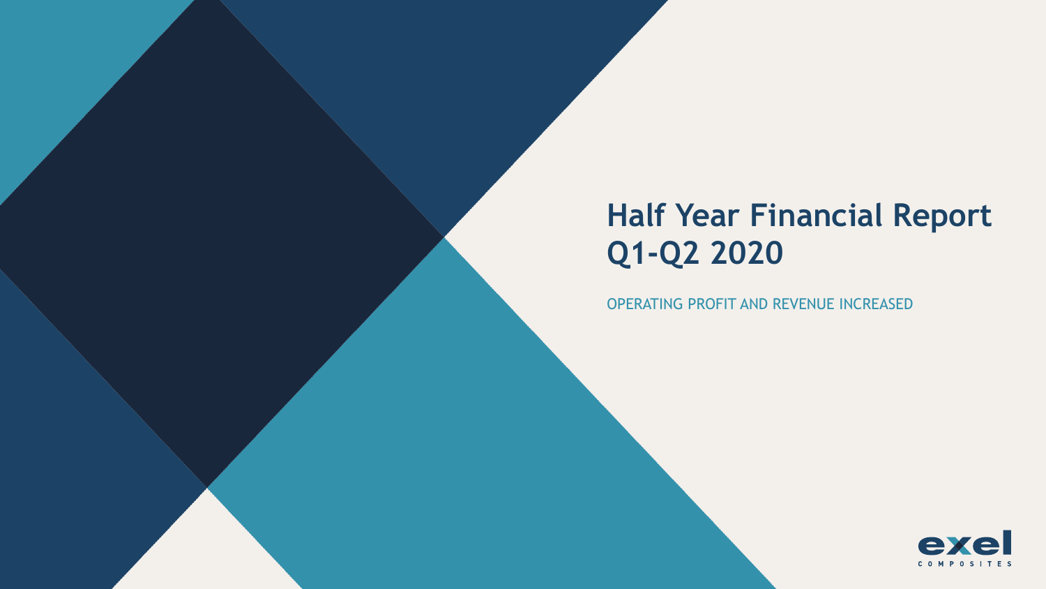# Half Year Financial Report Q1-Q2 2020

OPERATING PROFIT AND REVENUE INCREASED

exel COMPOSITES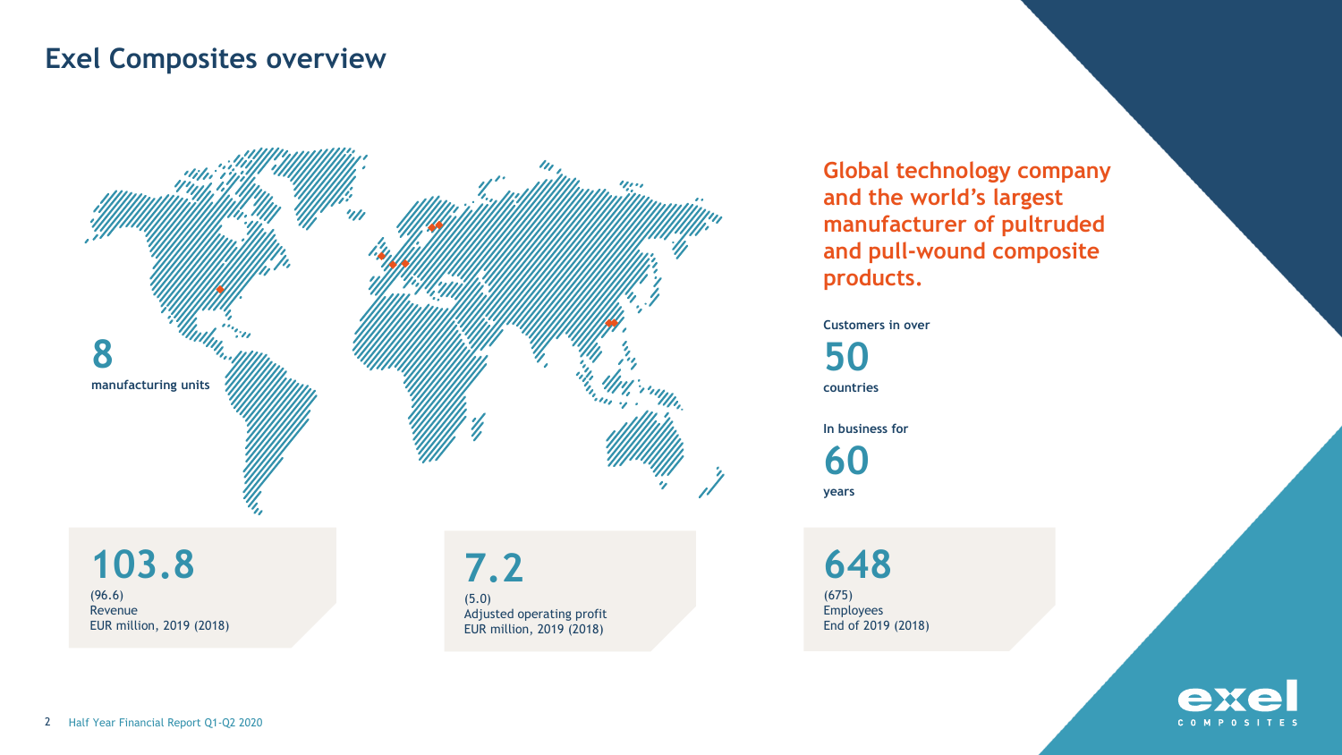# Exel Composites overview

**8**
manufacturing units

**Global technology company and the world's largest manufacturer of pultruded and pull-wound composite products.**

Customers in over
**50**
countries

In business for
**60**
years

**103.8**
(96.6)
Revenue
EUR million, 2019 (2018)

**7.2**
(5.0)
Adjusted operating profit
EUR million, 2019 (2018)

**648**
(675)
Employees
End of 2019 (2018)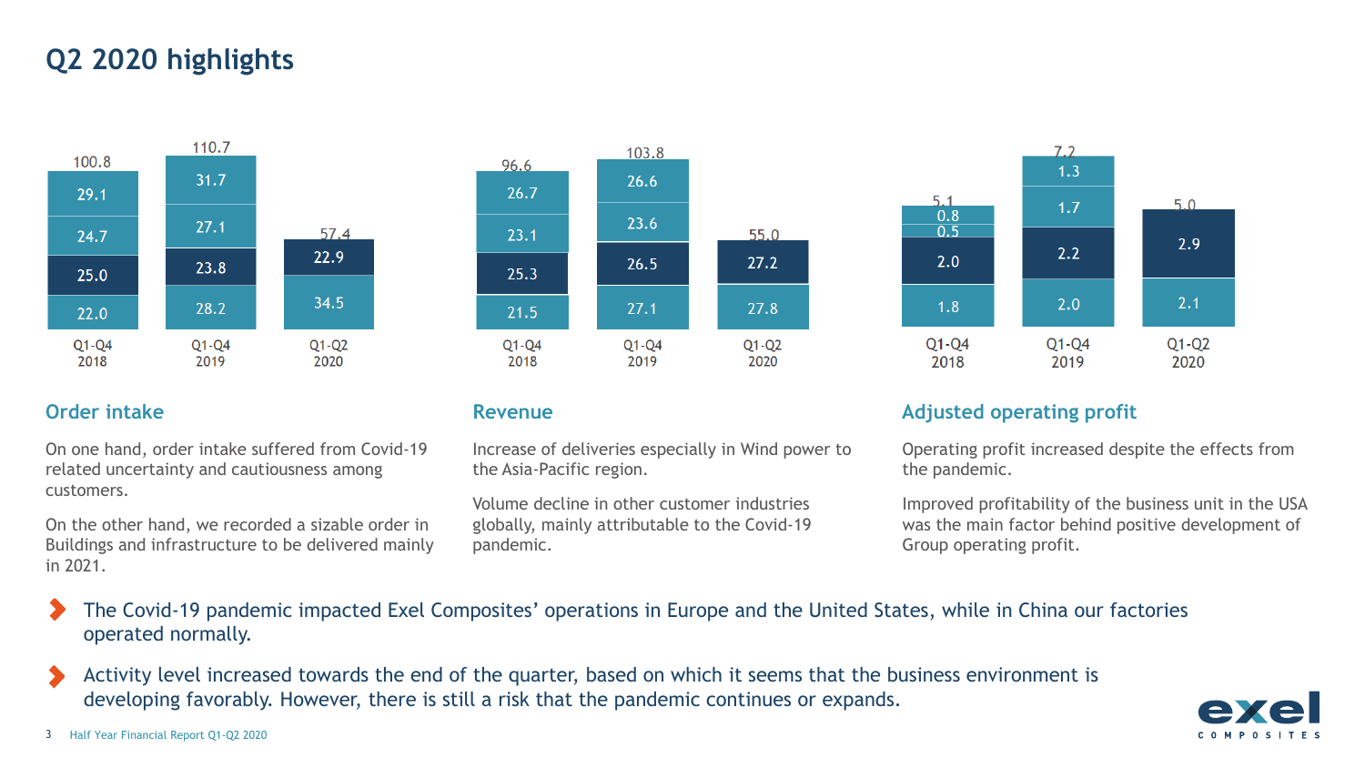# Q2 2020 highlights

| Order intake | Q1-Q4 2018 | Q1-Q4 2019 | Q1-Q2 2020 |
|---|---|---|---|
| Total | 100.8 | 110.7 | 57.4 |
| Q4 | 29.1 | 31.7 | |
| Q3 | 24.7 | 27.1 | |
| Q2 | 25.0 | 23.8 | 22.9 |
| Q1 | 22.0 | 28.2 | 34.5 |

| Revenue | Q1-Q4 2018 | Q1-Q4 2019 | Q1-Q2 2020 |
|---|---|---|---|
| Total | 96.6 | 103.8 | 55.0 |
| Q4 | 26.7 | 26.6 | |
| Q3 | 23.1 | 23.6 | |
| Q2 | 25.3 | 26.5 | 27.2 |
| Q1 | 21.5 | 27.1 | 27.8 |

| Adjusted operating profit | Q1-Q4 2018 | Q1-Q4 2019 | Q1-Q2 2020 |
|---|---|---|---|
| Total | 5.1 | 7.2 | 5.0 |
| Q4 | 0.8 | 1.3 | |
| Q3 | 0.5 | 1.7 | |
| Q2 | 2.0 | 2.2 | 2.9 |
| Q1 | 1.8 | 2.0 | 2.1 |

## Order intake

On one hand, order intake suffered from Covid-19 related uncertainty and cautiousness among customers.

On the other hand, we recorded a sizable order in Buildings and infrastructure to be delivered mainly in 2021.

## Revenue

Increase of deliveries especially in Wind power to the Asia-Pacific region.

Volume decline in other customer industries globally, mainly attributable to the Covid-19 pandemic.

## Adjusted operating profit

Operating profit increased despite the effects from the pandemic.

Improved profitability of the business unit in the USA was the main factor behind positive development of Group operating profit.

- The Covid-19 pandemic impacted Exel Composites' operations in Europe and the United States, while in China our factories operated normally.
- Activity level increased towards the end of the quarter, based on which it seems that the business environment is developing favorably. However, there is still a risk that the pandemic continues or expands.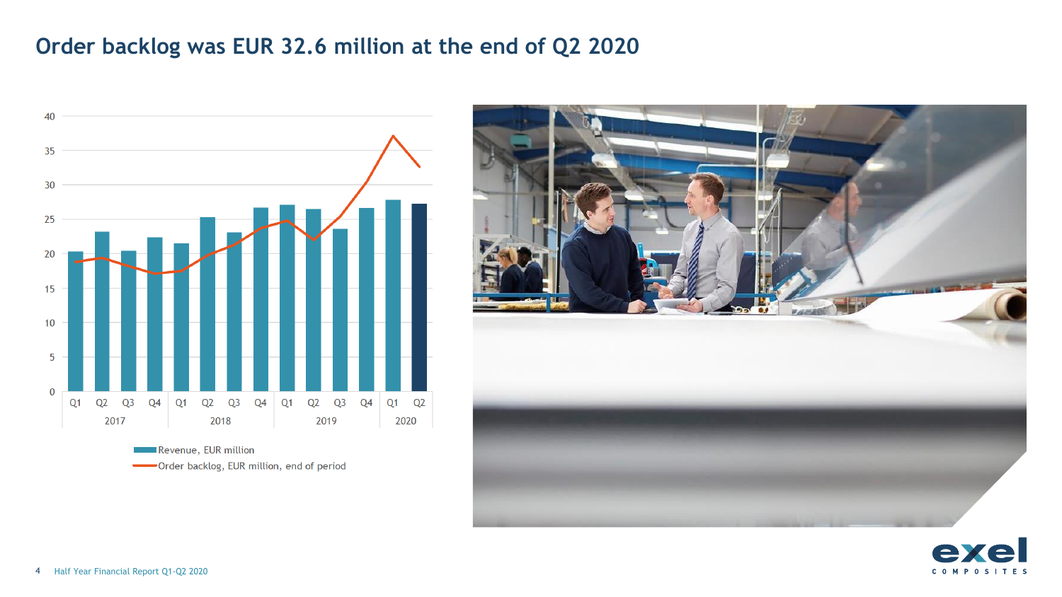# Order backlog was EUR 32.6 million at the end of Q2 2020

Revenue, EUR million

Order backlog, EUR million, end of period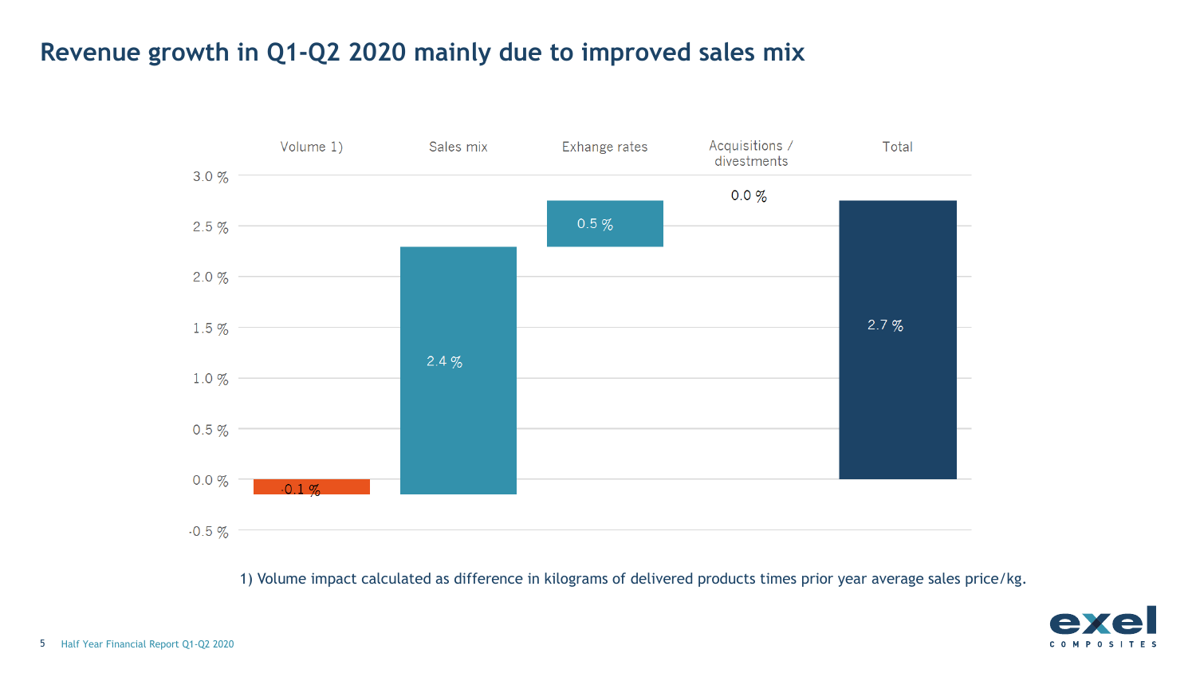# Revenue growth in Q1-Q2 2020 mainly due to improved sales mix

| Volume 1) | Sales mix | Exhange rates | Acquisitions / divestments | Total |
|---|---|---|---|---|
| -0.1 % | 2.4 % | 0.5 % | 0.0 % | 2.7 % |

1) Volume impact calculated as difference in kilograms of delivered products times prior year average sales price/kg.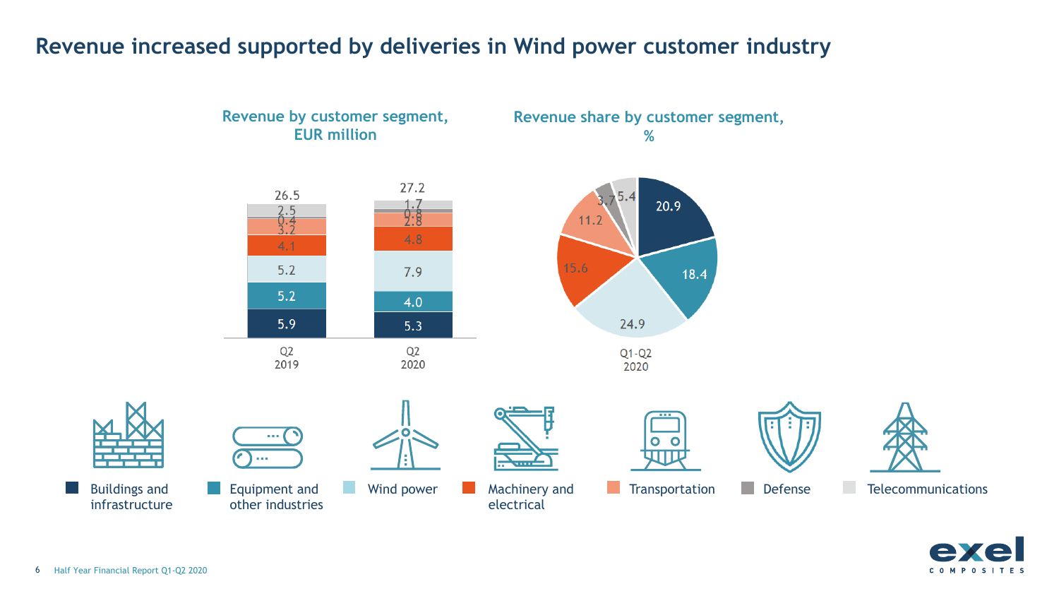# Revenue increased supported by deliveries in Wind power customer industry

## Revenue by customer segment, EUR million

| Segment | Q2 2019 | Q2 2020 |
| --- | --- | --- |
| Buildings and infrastructure | 5.9 | 5.3 |
| Equipment and other industries | 5.2 | 4.0 |
| Wind power | 5.2 | 7.9 |
| Machinery and electrical | 4.1 | 4.8 |
| Transportation | 3.2 | 2.8 |
| Defense | 0.4 | 0.8 |
| Telecommunications | 2.5 | 1.7 |
| **Total** | **26.5** | **27.2** |

## Revenue share by customer segment, %

| Segment | Q1-Q2 2020 |
| --- | --- |
| Buildings and infrastructure | 20.9 |
| Equipment and other industries | 18.4 |
| Wind power | 24.9 |
| Machinery and electrical | 15.6 |
| Transportation | 11.2 |
| Defense | 3.7 |
| Telecommunications | 5.4 |

Half Year Financial Report Q1-Q2 2020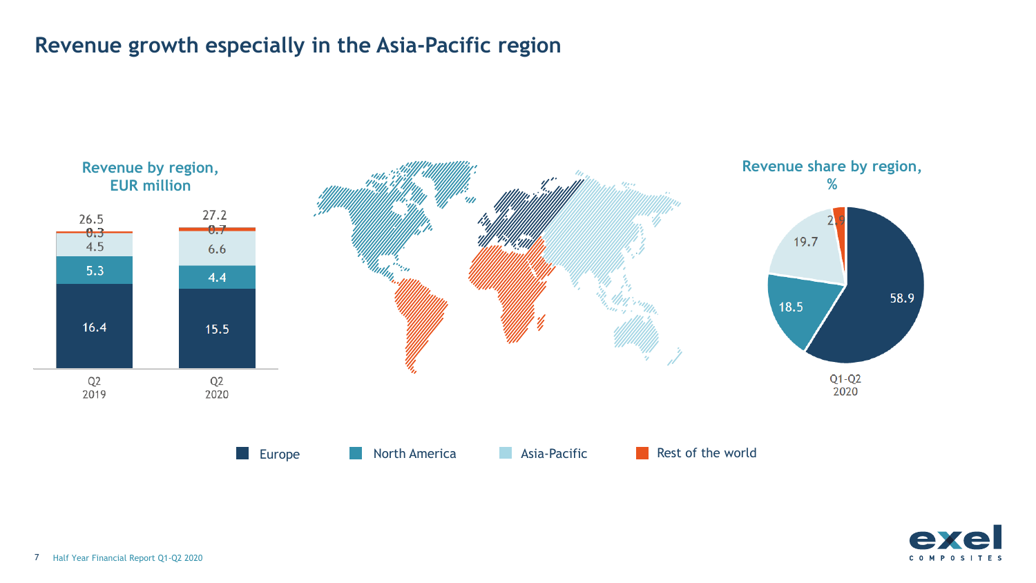# Revenue growth especially in the Asia-Pacific region

**Revenue by region, EUR million**

| | Q2 2019 | Q2 2020 |
|---|---|---|
| Europe | 16.4 | 15.5 |
| North America | 5.3 | 4.4 |
| Asia-Pacific | 4.5 | 6.6 |
| Rest of the world | 0.3 | 0.7 |
| Total | 26.5 | 27.2 |

**Revenue share by region, %**

| Q1-Q2 2020 | % |
|---|---|
| Europe | 58.9 |
| North America | 18.5 |
| Asia-Pacific | 19.7 |
| Rest of the world | 2.9 |

Europe | North America | Asia-Pacific | Rest of the world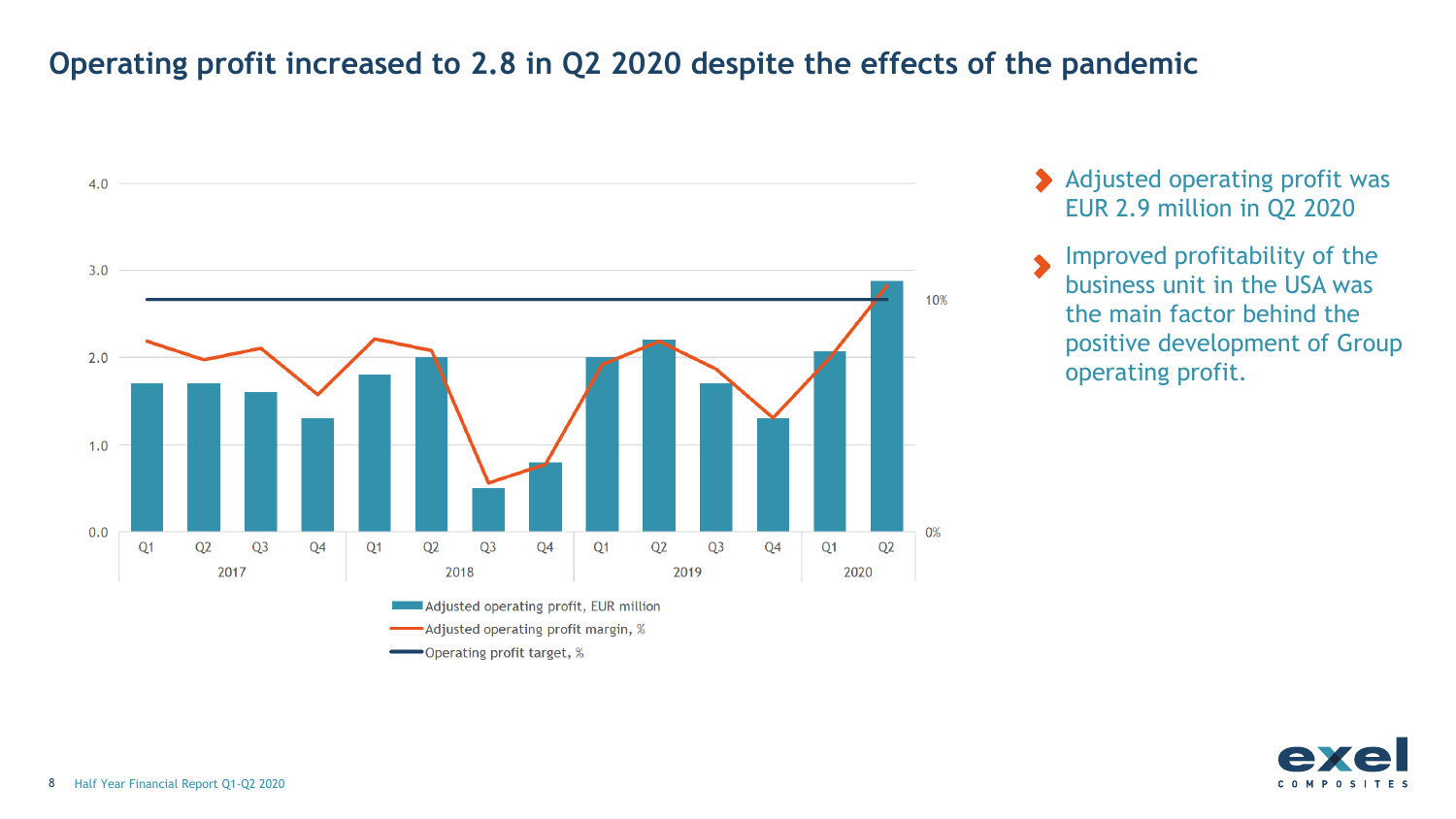# Operating profit increased to 2.8 in Q2 2020 despite the effects of the pandemic

- Adjusted operating profit was EUR 2.9 million in Q2 2020
- Improved profitability of the business unit in the USA was the main factor behind the positive development of Group operating profit.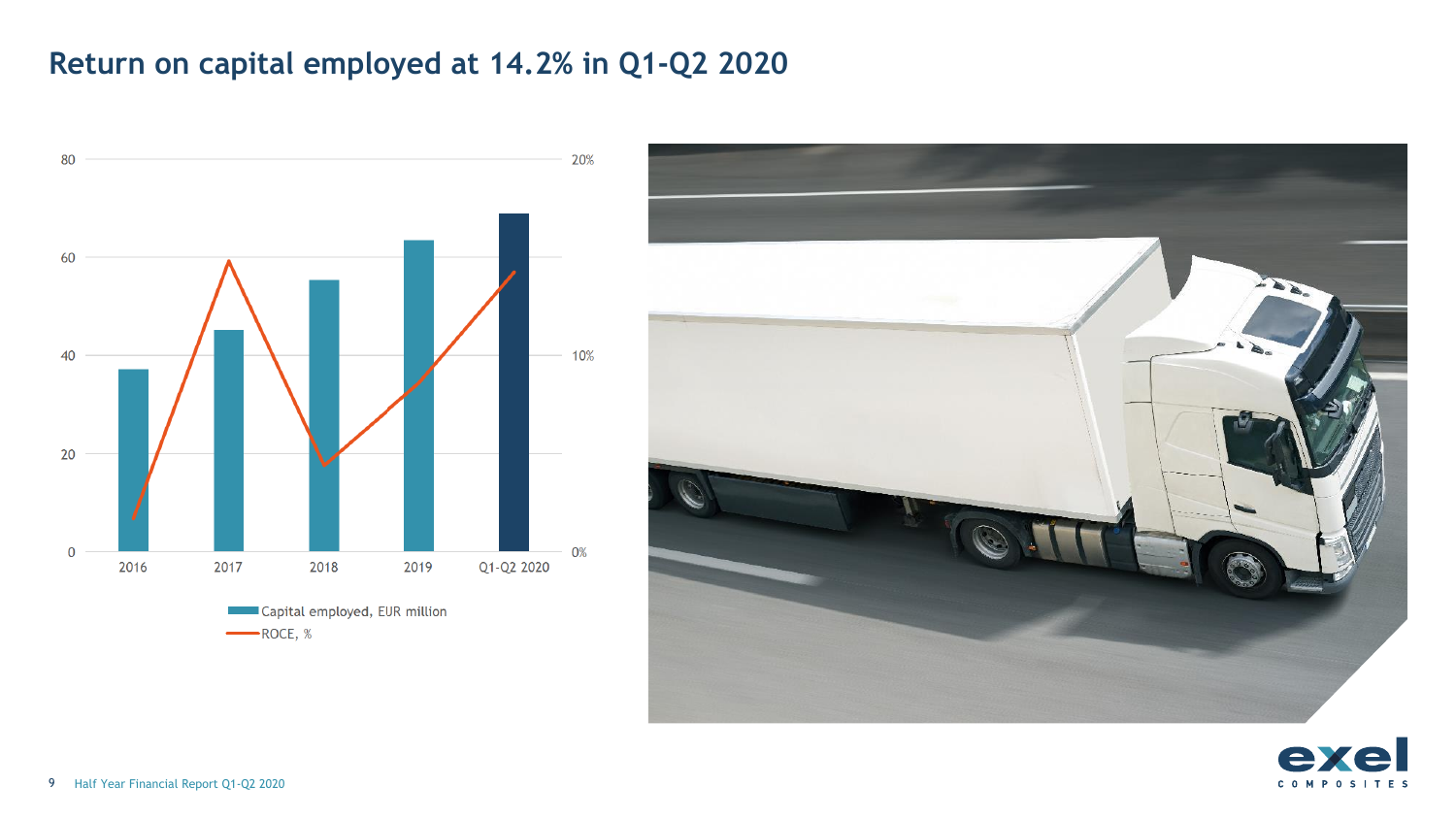# Return on capital employed at 14.2% in Q1-Q2 2020

80
60
40
20
0

20%
10%
0%

2016 2017 2018 2019 Q1-Q2 2020

Capital employed, EUR million

ROCE, %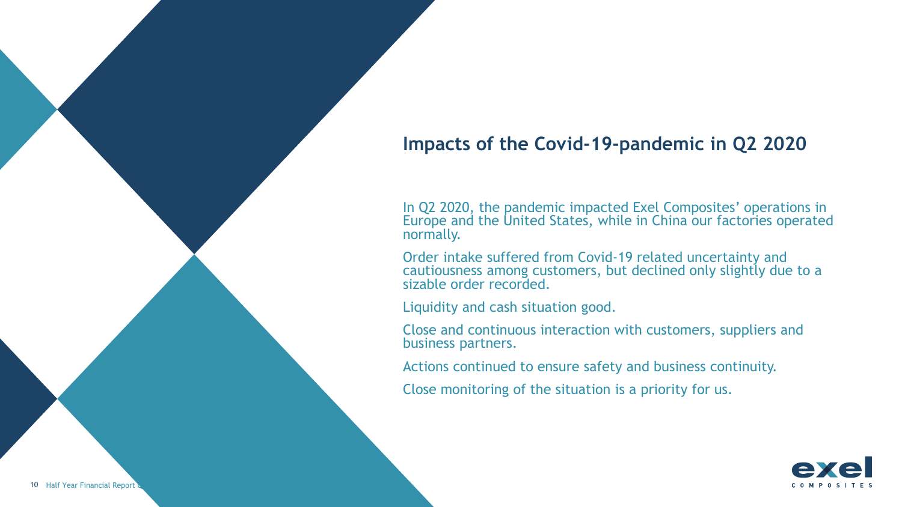## Impacts of the Covid-19-pandemic in Q2 2020

In Q2 2020, the pandemic impacted Exel Composites' operations in Europe and the United States, while in China our factories operated normally.

Order intake suffered from Covid-19 related uncertainty and cautiousness among customers, but declined only slightly due to a sizable order recorded.

Liquidity and cash situation good.

Close and continuous interaction with customers, suppliers and business partners.

Actions continued to ensure safety and business continuity.

Close monitoring of the situation is a priority for us.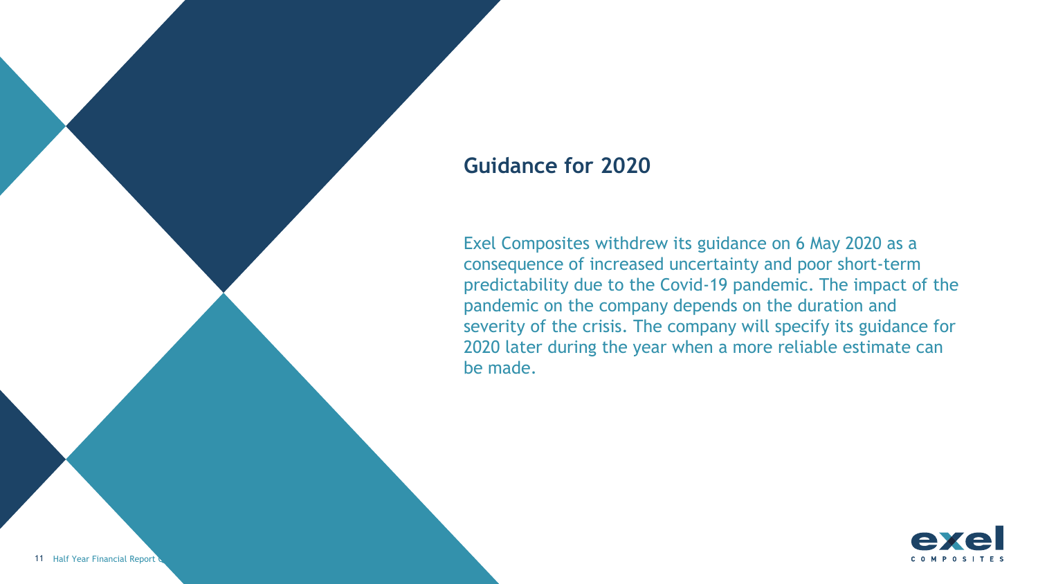## Guidance for 2020

Exel Composites withdrew its guidance on 6 May 2020 as a consequence of increased uncertainty and poor short-term predictability due to the Covid-19 pandemic. The impact of the pandemic on the company depends on the duration and severity of the crisis. The company will specify its guidance for 2020 later during the year when a more reliable estimate can be made.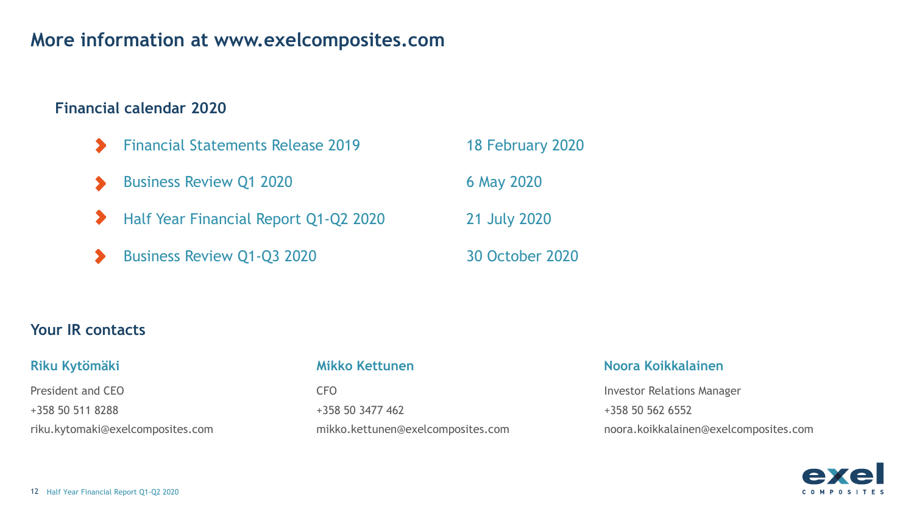# More information at www.exelcomposites.com

## Financial calendar 2020

- Financial Statements Release 2019 — 18 February 2020
- Business Review Q1 2020 — 6 May 2020
- Half Year Financial Report Q1-Q2 2020 — 21 July 2020
- Business Review Q1-Q3 2020 — 30 October 2020

## Your IR contacts

### Riku Kytömäki

President and CEO
+358 50 511 8288
riku.kytomaki@exelcomposites.com

### Mikko Kettunen

CFO
+358 50 3477 462
mikko.kettunen@exelcomposites.com

### Noora Koikkalainen

Investor Relations Manager
+358 50 562 6552
noora.koikkalainen@exelcomposites.com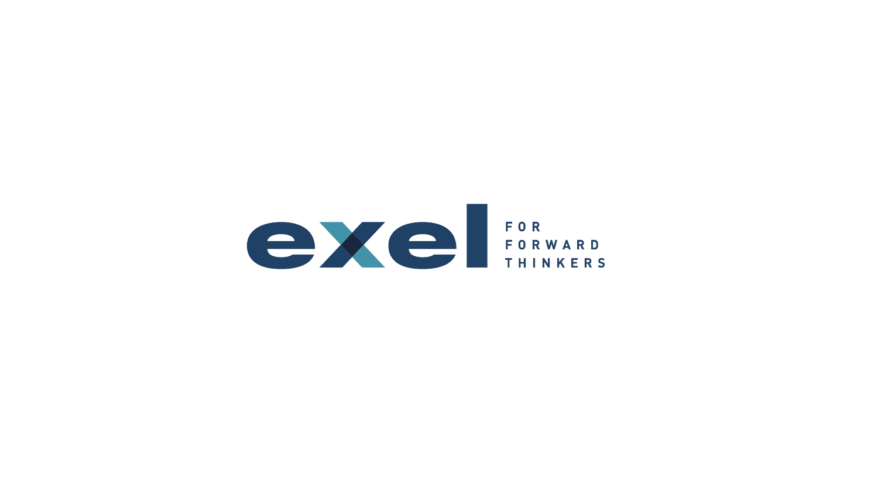exel

FOR
FORWARD
THINKERS